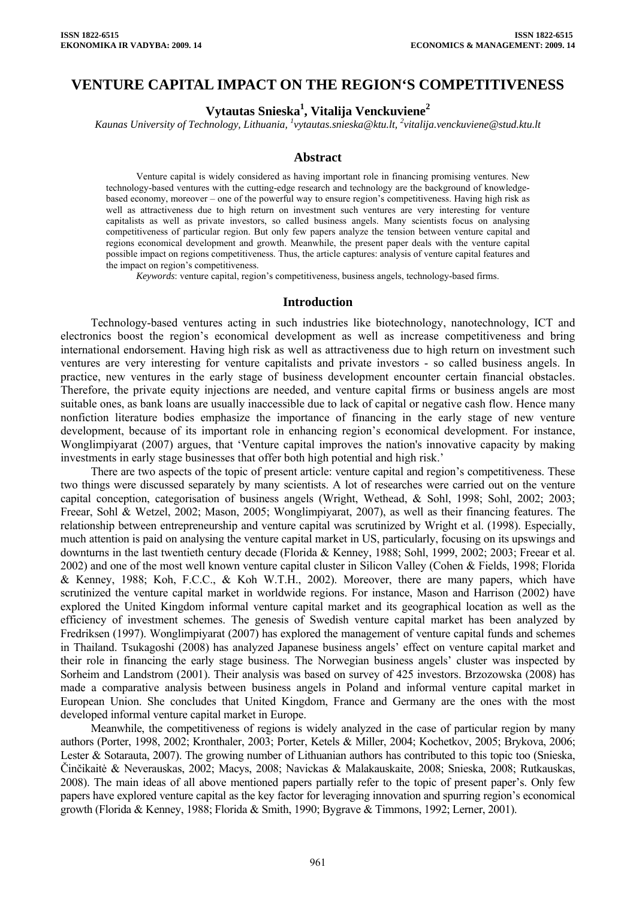# VENTURE CAPITAL IMPACT ON THE REGION'S COMPETITIVENESS

**Vytautas Snieska[1], Vitalija Venckuviene[2]**

*Kaunas University of Technology, Lithuania, [1]vytautas.snieska@ktu.lt, [2]vitalija.venckuviene@stud.ktu.lt*

## Abstract

Venture capital is widely considered as having important role in financing promising ventures. New technology-based ventures with the cutting-edge research and technology are the background of knowledge-based economy, moreover – one of the powerful way to ensure region's competitiveness. Having high risk as well as attractiveness due to high return on investment such ventures are very interesting for venture capitalists as well as private investors, so called business angels. Many scientists focus on analysing competitiveness of particular region. But only few papers analyze the tension between venture capital and regions economical development and growth. Meanwhile, the present paper deals with the venture capital possible impact on regions competitiveness. Thus, the article captures: analysis of venture capital features and the impact on region's competitiveness.

*Keywords*: venture capital, region's competitiveness, business angels, technology-based firms.

## Introduction

Technology-based ventures acting in such industries like biotechnology, nanotechnology, ICT and electronics boost the region's economical development as well as increase competitiveness and bring international endorsement. Having high risk as well as attractiveness due to high return on investment such ventures are very interesting for venture capitalists and private investors - so called business angels. In practice, new ventures in the early stage of business development encounter certain financial obstacles. Therefore, the private equity injections are needed, and venture capital firms or business angels are most suitable ones, as bank loans are usually inaccessible due to lack of capital or negative cash flow. Hence many nonfiction literature bodies emphasize the importance of financing in the early stage of new venture development, because of its important role in enhancing region's economical development. For instance, Wonglimpiyarat (2007) argues, that 'Venture capital improves the nation's innovative capacity by making investments in early stage businesses that offer both high potential and high risk.'

There are two aspects of the topic of present article: venture capital and region's competitiveness. These two things were discussed separately by many scientists. A lot of researches were carried out on the venture capital conception, categorisation of business angels (Wright, Wethead, & Sohl, 1998; Sohl, 2002; 2003; Freear, Sohl & Wetzel, 2002; Mason, 2005; Wonglimpiyarat, 2007), as well as their financing features. The relationship between entrepreneurship and venture capital was scrutinized by Wright et al. (1998). Especially, much attention is paid on analysing the venture capital market in US, particularly, focusing on its upswings and downturns in the last twentieth century decade (Florida & Kenney, 1988; Sohl, 1999, 2002; 2003; Freear et al. 2002) and one of the most well known venture capital cluster in Silicon Valley (Cohen & Fields, 1998; Florida & Kenney, 1988; Koh, F.C.C., & Koh W.T.H., 2002). Moreover, there are many papers, which have scrutinized the venture capital market in worldwide regions. For instance, Mason and Harrison (2002) have explored the United Kingdom informal venture capital market and its geographical location as well as the efficiency of investment schemes. The genesis of Swedish venture capital market has been analyzed by Fredriksen (1997). Wonglimpiyarat (2007) has explored the management of venture capital funds and schemes in Thailand. Tsukagoshi (2008) has analyzed Japanese business angels' effect on venture capital market and their role in financing the early stage business. The Norwegian business angels' cluster was inspected by Sorheim and Landstrom (2001). Their analysis was based on survey of 425 investors. Brzozowska (2008) has made a comparative analysis between business angels in Poland and informal venture capital market in European Union. She concludes that United Kingdom, France and Germany are the ones with the most developed informal venture capital market in Europe.

Meanwhile, the competitiveness of regions is widely analyzed in the case of particular region by many authors (Porter, 1998, 2002; Kronthaler, 2003; Porter, Ketels & Miller, 2004; Kochetkov, 2005; Brykova, 2006; Lester & Sotarauta, 2007). The growing number of Lithuanian authors has contributed to this topic too (Snieska, Činčikaitė & Neverauskas, 2002; Macys, 2008; Navickas & Malakauskaite, 2008; Snieska, 2008; Rutkauskas, 2008). The main ideas of all above mentioned papers partially refer to the topic of present paper's. Only few papers have explored venture capital as the key factor for leveraging innovation and spurring region's economical growth (Florida & Kenney, 1988; Florida & Smith, 1990; Bygrave & Timmons, 1992; Lerner, 2001).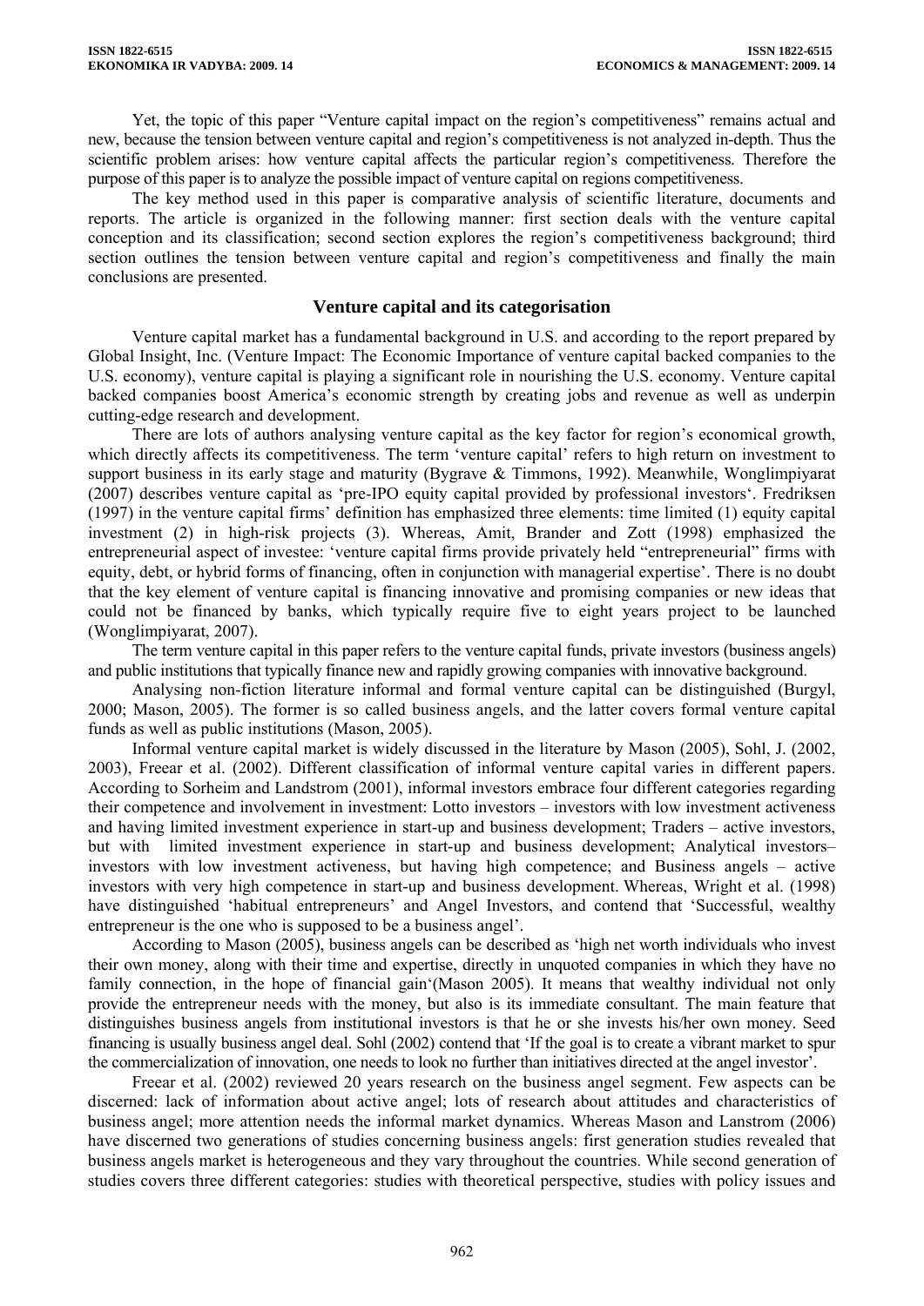Yet, the topic of this paper "Venture capital impact on the region's competitiveness" remains actual and new, because the tension between venture capital and region's competitiveness is not analyzed in-depth. Thus the scientific problem arises: how venture capital affects the particular region's competitiveness. Therefore the purpose of this paper is to analyze the possible impact of venture capital on regions competitiveness.

The key method used in this paper is comparative analysis of scientific literature, documents and reports. The article is organized in the following manner: first section deals with the venture capital conception and its classification; second section explores the region's competitiveness background; third section outlines the tension between venture capital and region's competitiveness and finally the main conclusions are presented.

## Venture capital and its categorisation

Venture capital market has a fundamental background in U.S. and according to the report prepared by Global Insight, Inc. (Venture Impact: The Economic Importance of venture capital backed companies to the U.S. economy), venture capital is playing a significant role in nourishing the U.S. economy. Venture capital backed companies boost America's economic strength by creating jobs and revenue as well as underpin cutting-edge research and development.

There are lots of authors analysing venture capital as the key factor for region's economical growth, which directly affects its competitiveness. The term 'venture capital' refers to high return on investment to support business in its early stage and maturity (Bygrave & Timmons, 1992). Meanwhile, Wonglimpiyarat (2007) describes venture capital as 'pre-IPO equity capital provided by professional investors'. Fredriksen (1997) in the venture capital firms' definition has emphasized three elements: time limited (1) equity capital investment (2) in high-risk projects (3). Whereas, Amit, Brander and Zott (1998) emphasized the entrepreneurial aspect of investee: 'venture capital firms provide privately held "entrepreneurial" firms with equity, debt, or hybrid forms of financing, often in conjunction with managerial expertise'. There is no doubt that the key element of venture capital is financing innovative and promising companies or new ideas that could not be financed by banks, which typically require five to eight years project to be launched (Wonglimpiyarat, 2007).

The term venture capital in this paper refers to the venture capital funds, private investors (business angels) and public institutions that typically finance new and rapidly growing companies with innovative background.

Analysing non-fiction literature informal and formal venture capital can be distinguished (Burgyl, 2000; Mason, 2005). The former is so called business angels, and the latter covers formal venture capital funds as well as public institutions (Mason, 2005).

Informal venture capital market is widely discussed in the literature by Mason (2005), Sohl, J. (2002, 2003), Freear et al. (2002). Different classification of informal venture capital varies in different papers. According to Sorheim and Landstrom (2001), informal investors embrace four different categories regarding their competence and involvement in investment: Lotto investors – investors with low investment activeness and having limited investment experience in start-up and business development; Traders – active investors, but with limited investment experience in start-up and business development; Analytical investors– investors with low investment activeness, but having high competence; and Business angels – active investors with very high competence in start-up and business development. Whereas, Wright et al. (1998) have distinguished 'habitual entrepreneurs' and Angel Investors, and contend that 'Successful, wealthy entrepreneur is the one who is supposed to be a business angel'.

According to Mason (2005), business angels can be described as 'high net worth individuals who invest their own money, along with their time and expertise, directly in unquoted companies in which they have no family connection, in the hope of financial gain'(Mason 2005). It means that wealthy individual not only provide the entrepreneur needs with the money, but also is its immediate consultant. The main feature that distinguishes business angels from institutional investors is that he or she invests his/her own money. Seed financing is usually business angel deal. Sohl (2002) contend that 'If the goal is to create a vibrant market to spur the commercialization of innovation, one needs to look no further than initiatives directed at the angel investor'.

Freear et al. (2002) reviewed 20 years research on the business angel segment. Few aspects can be discerned: lack of information about active angel; lots of research about attitudes and characteristics of business angel; more attention needs the informal market dynamics. Whereas Mason and Lanstrom (2006) have discerned two generations of studies concerning business angels: first generation studies revealed that business angels market is heterogeneous and they vary throughout the countries. While second generation of studies covers three different categories: studies with theoretical perspective, studies with policy issues and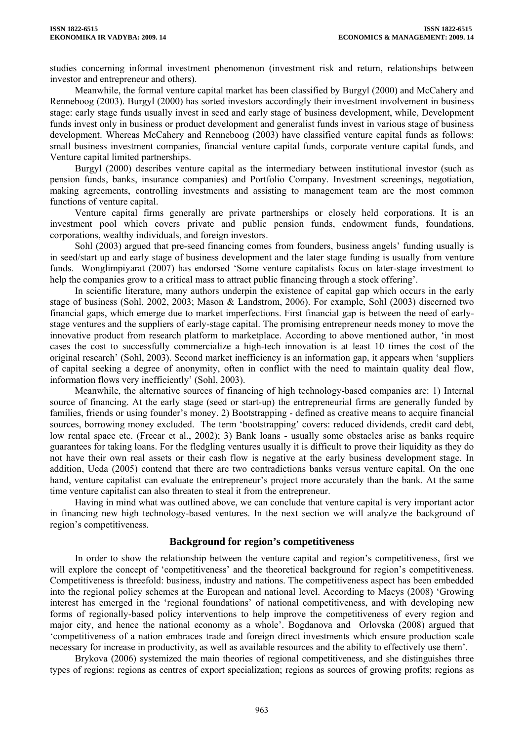studies concerning informal investment phenomenon (investment risk and return, relationships between investor and entrepreneur and others).

Meanwhile, the formal venture capital market has been classified by Burgyl (2000) and McCahery and Renneboog (2003). Burgyl (2000) has sorted investors accordingly their investment involvement in business stage: early stage funds usually invest in seed and early stage of business development, while, Development funds invest only in business or product development and generalist funds invest in various stage of business development. Whereas McCahery and Renneboog (2003) have classified venture capital funds as follows: small business investment companies, financial venture capital funds, corporate venture capital funds, and Venture capital limited partnerships.

Burgyl (2000) describes venture capital as the intermediary between institutional investor (such as pension funds, banks, insurance companies) and Portfolio Company. Investment screenings, negotiation, making agreements, controlling investments and assisting to management team are the most common functions of venture capital.

Venture capital firms generally are private partnerships or closely held corporations. It is an investment pool which covers private and public pension funds, endowment funds, foundations, corporations, wealthy individuals, and foreign investors.

Sohl (2003) argued that pre-seed financing comes from founders, business angels' funding usually is in seed/start up and early stage of business development and the later stage funding is usually from venture funds. Wonglimpiyarat (2007) has endorsed 'Some venture capitalists focus on later-stage investment to help the companies grow to a critical mass to attract public financing through a stock offering'.

In scientific literature, many authors underpin the existence of capital gap which occurs in the early stage of business (Sohl, 2002, 2003; Mason & Landstrom, 2006). For example, Sohl (2003) discerned two financial gaps, which emerge due to market imperfections. First financial gap is between the need of early-stage ventures and the suppliers of early-stage capital. The promising entrepreneur needs money to move the innovative product from research platform to marketplace. According to above mentioned author, 'in most cases the cost to successfully commercialize a high-tech innovation is at least 10 times the cost of the original research' (Sohl, 2003). Second market inefficiency is an information gap, it appears when 'suppliers of capital seeking a degree of anonymity, often in conflict with the need to maintain quality deal flow, information flows very inefficiently' (Sohl, 2003).

Meanwhile, the alternative sources of financing of high technology-based companies are: 1) Internal source of financing. At the early stage (seed or start-up) the entrepreneurial firms are generally funded by families, friends or using founder's money. 2) Bootstrapping - defined as creative means to acquire financial sources, borrowing money excluded. The term 'bootstrapping' covers: reduced dividends, credit card debt, low rental space etc. (Freear et al., 2002); 3) Bank loans - usually some obstacles arise as banks require guarantees for taking loans. For the fledgling ventures usually it is difficult to prove their liquidity as they do not have their own real assets or their cash flow is negative at the early business development stage. In addition, Ueda (2005) contend that there are two contradictions banks versus venture capital. On the one hand, venture capitalist can evaluate the entrepreneur's project more accurately than the bank. At the same time venture capitalist can also threaten to steal it from the entrepreneur.

Having in mind what was outlined above, we can conclude that venture capital is very important actor in financing new high technology-based ventures. In the next section we will analyze the background of region's competitiveness.

## Background for region's competitiveness

In order to show the relationship between the venture capital and region's competitiveness, first we will explore the concept of 'competitiveness' and the theoretical background for region's competitiveness. Competitiveness is threefold: business, industry and nations. The competitiveness aspect has been embedded into the regional policy schemes at the European and national level. According to Macys (2008) 'Growing interest has emerged in the 'regional foundations' of national competitiveness, and with developing new forms of regionally-based policy interventions to help improve the competitiveness of every region and major city, and hence the national economy as a whole'. Bogdanova and Orlovska (2008) argued that 'competitiveness of a nation embraces trade and foreign direct investments which ensure production scale necessary for increase in productivity, as well as available resources and the ability to effectively use them'.

Brykova (2006) systemized the main theories of regional competitiveness, and she distinguishes three types of regions: regions as centres of export specialization; regions as sources of growing profits; regions as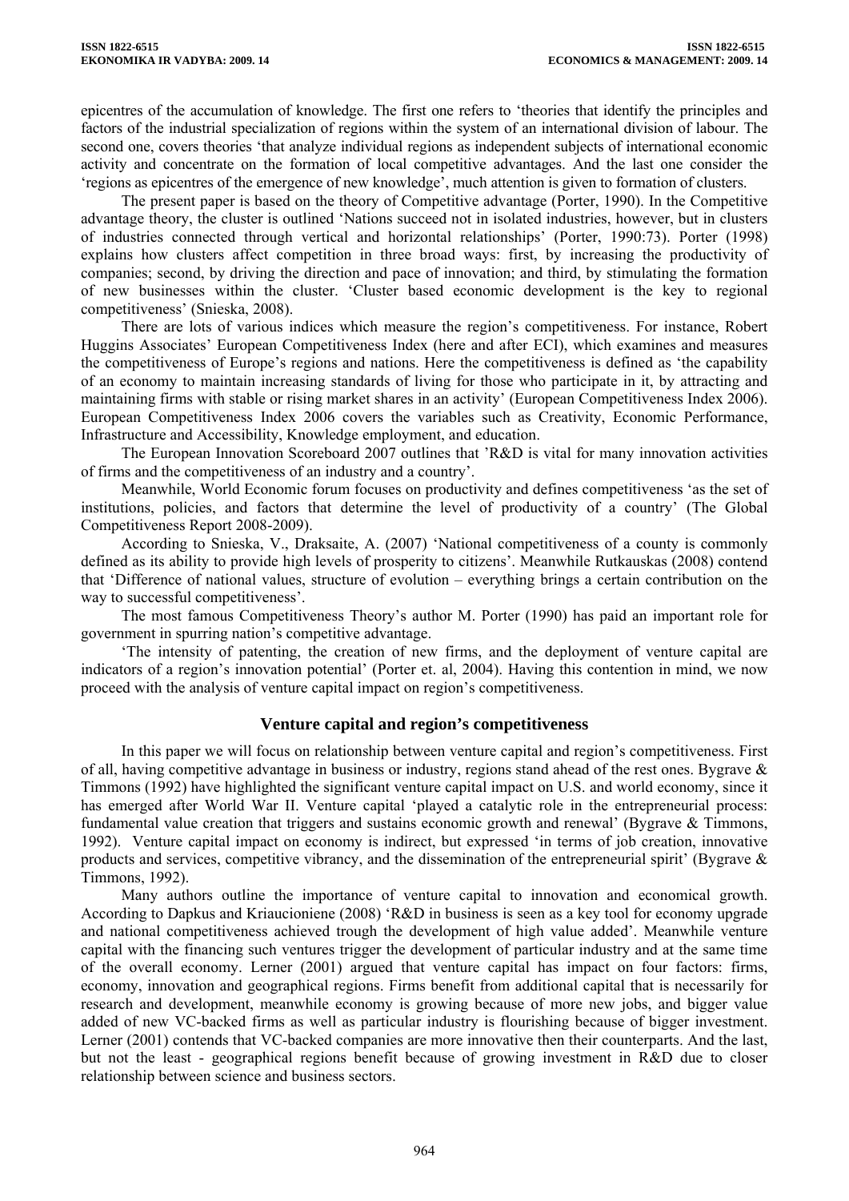epicentres of the accumulation of knowledge. The first one refers to 'theories that identify the principles and factors of the industrial specialization of regions within the system of an international division of labour. The second one, covers theories 'that analyze individual regions as independent subjects of international economic activity and concentrate on the formation of local competitive advantages. And the last one consider the 'regions as epicentres of the emergence of new knowledge', much attention is given to formation of clusters.

The present paper is based on the theory of Competitive advantage (Porter, 1990). In the Competitive advantage theory, the cluster is outlined 'Nations succeed not in isolated industries, however, but in clusters of industries connected through vertical and horizontal relationships' (Porter, 1990:73). Porter (1998) explains how clusters affect competition in three broad ways: first, by increasing the productivity of companies; second, by driving the direction and pace of innovation; and third, by stimulating the formation of new businesses within the cluster. 'Cluster based economic development is the key to regional competitiveness' (Snieska, 2008).

There are lots of various indices which measure the region's competitiveness. For instance, Robert Huggins Associates' European Competitiveness Index (here and after ECI), which examines and measures the competitiveness of Europe's regions and nations. Here the competitiveness is defined as 'the capability of an economy to maintain increasing standards of living for those who participate in it, by attracting and maintaining firms with stable or rising market shares in an activity' (European Competitiveness Index 2006). European Competitiveness Index 2006 covers the variables such as Creativity, Economic Performance, Infrastructure and Accessibility, Knowledge employment, and education.

The European Innovation Scoreboard 2007 outlines that 'R&D is vital for many innovation activities of firms and the competitiveness of an industry and a country'.

Meanwhile, World Economic forum focuses on productivity and defines competitiveness 'as the set of institutions, policies, and factors that determine the level of productivity of a country' (The Global Competitiveness Report 2008-2009).

According to Snieska, V., Draksaite, A. (2007) 'National competitiveness of a county is commonly defined as its ability to provide high levels of prosperity to citizens'. Meanwhile Rutkauskas (2008) contend that 'Difference of national values, structure of evolution – everything brings a certain contribution on the way to successful competitiveness'.

The most famous Competitiveness Theory's author M. Porter (1990) has paid an important role for government in spurring nation's competitive advantage.

'The intensity of patenting, the creation of new firms, and the deployment of venture capital are indicators of a region's innovation potential' (Porter et. al, 2004). Having this contention in mind, we now proceed with the analysis of venture capital impact on region's competitiveness.

## Venture capital and region's competitiveness

In this paper we will focus on relationship between venture capital and region's competitiveness. First of all, having competitive advantage in business or industry, regions stand ahead of the rest ones. Bygrave & Timmons (1992) have highlighted the significant venture capital impact on U.S. and world economy, since it has emerged after World War II. Venture capital 'played a catalytic role in the entrepreneurial process: fundamental value creation that triggers and sustains economic growth and renewal' (Bygrave & Timmons, 1992). Venture capital impact on economy is indirect, but expressed 'in terms of job creation, innovative products and services, competitive vibrancy, and the dissemination of the entrepreneurial spirit' (Bygrave & Timmons, 1992).

Many authors outline the importance of venture capital to innovation and economical growth. According to Dapkus and Kriaucioniene (2008) 'R&D in business is seen as a key tool for economy upgrade and national competitiveness achieved trough the development of high value added'. Meanwhile venture capital with the financing such ventures trigger the development of particular industry and at the same time of the overall economy. Lerner (2001) argued that venture capital has impact on four factors: firms, economy, innovation and geographical regions. Firms benefit from additional capital that is necessarily for research and development, meanwhile economy is growing because of more new jobs, and bigger value added of new VC-backed firms as well as particular industry is flourishing because of bigger investment. Lerner (2001) contends that VC-backed companies are more innovative then their counterparts. And the last, but not the least - geographical regions benefit because of growing investment in R&D due to closer relationship between science and business sectors.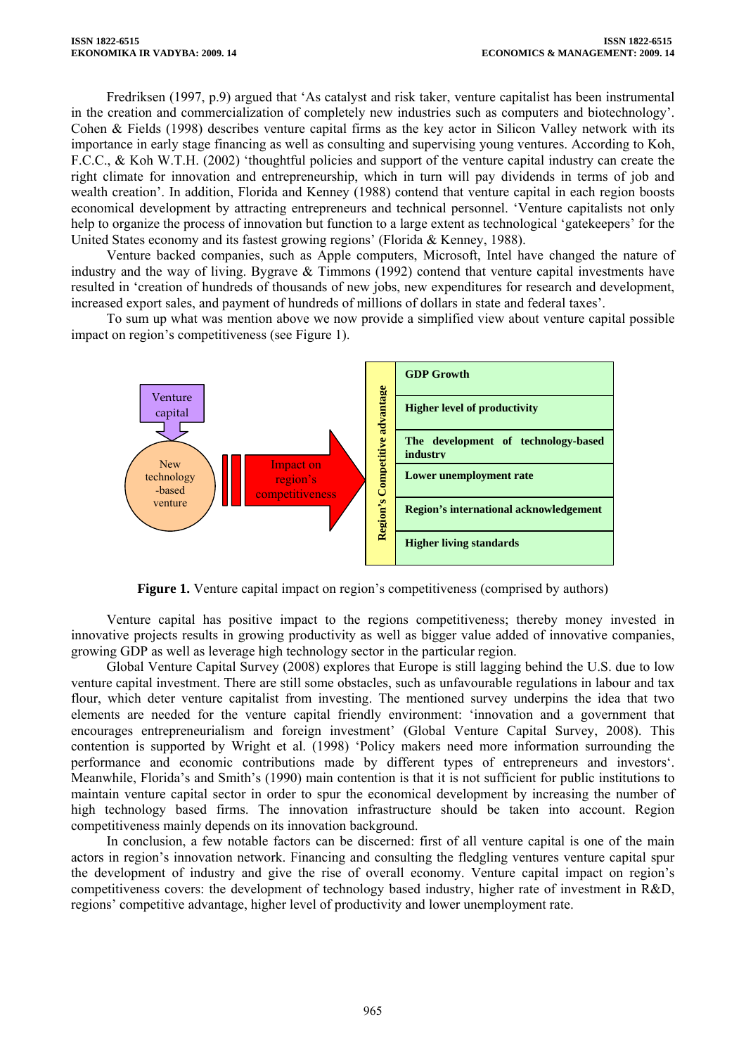Fredriksen (1997, p.9) argued that 'As catalyst and risk taker, venture capitalist has been instrumental in the creation and commercialization of completely new industries such as computers and biotechnology'. Cohen & Fields (1998) describes venture capital firms as the key actor in Silicon Valley network with its importance in early stage financing as well as consulting and supervising young ventures. According to Koh, F.C.C., & Koh W.T.H. (2002) 'thoughtful policies and support of the venture capital industry can create the right climate for innovation and entrepreneurship, which in turn will pay dividends in terms of job and wealth creation'. In addition, Florida and Kenney (1988) contend that venture capital in each region boosts economical development by attracting entrepreneurs and technical personnel. 'Venture capitalists not only help to organize the process of innovation but function to a large extent as technological 'gatekeepers' for the United States economy and its fastest growing regions' (Florida & Kenney, 1988).

Venture backed companies, such as Apple computers, Microsoft, Intel have changed the nature of industry and the way of living. Bygrave & Timmons (1992) contend that venture capital investments have resulted in 'creation of hundreds of thousands of new jobs, new expenditures for research and development, increased export sales, and payment of hundreds of millions of dollars in state and federal taxes'.

To sum up what was mention above we now provide a simplified view about venture capital possible impact on region's competitiveness (see Figure 1).

Venture capital → New technology-based venture → Impact on region's competitiveness → Region's Competitive advantage:

- GDP Growth
- Higher level of productivity
- The development of technology-based industry
- Lower unemployment rate
- Region's international acknowledgement
- Higher living standards

**Figure 1.** Venture capital impact on region's competitiveness (comprised by authors)

Venture capital has positive impact to the regions competitiveness; thereby money invested in innovative projects results in growing productivity as well as bigger value added of innovative companies, growing GDP as well as leverage high technology sector in the particular region.

Global Venture Capital Survey (2008) explores that Europe is still lagging behind the U.S. due to low venture capital investment. There are still some obstacles, such as unfavourable regulations in labour and tax flour, which deter venture capitalist from investing. The mentioned survey underpins the idea that two elements are needed for the venture capital friendly environment: 'innovation and a government that encourages entrepreneurialism and foreign investment' (Global Venture Capital Survey, 2008). This contention is supported by Wright et al. (1998) 'Policy makers need more information surrounding the performance and economic contributions made by different types of entrepreneurs and investors'. Meanwhile, Florida's and Smith's (1990) main contention is that it is not sufficient for public institutions to maintain venture capital sector in order to spur the economical development by increasing the number of high technology based firms. The innovation infrastructure should be taken into account. Region competitiveness mainly depends on its innovation background.

In conclusion, a few notable factors can be discerned: first of all venture capital is one of the main actors in region's innovation network. Financing and consulting the fledgling ventures venture capital spur the development of industry and give the rise of overall economy. Venture capital impact on region's competitiveness covers: the development of technology based industry, higher rate of investment in R&D, regions' competitive advantage, higher level of productivity and lower unemployment rate.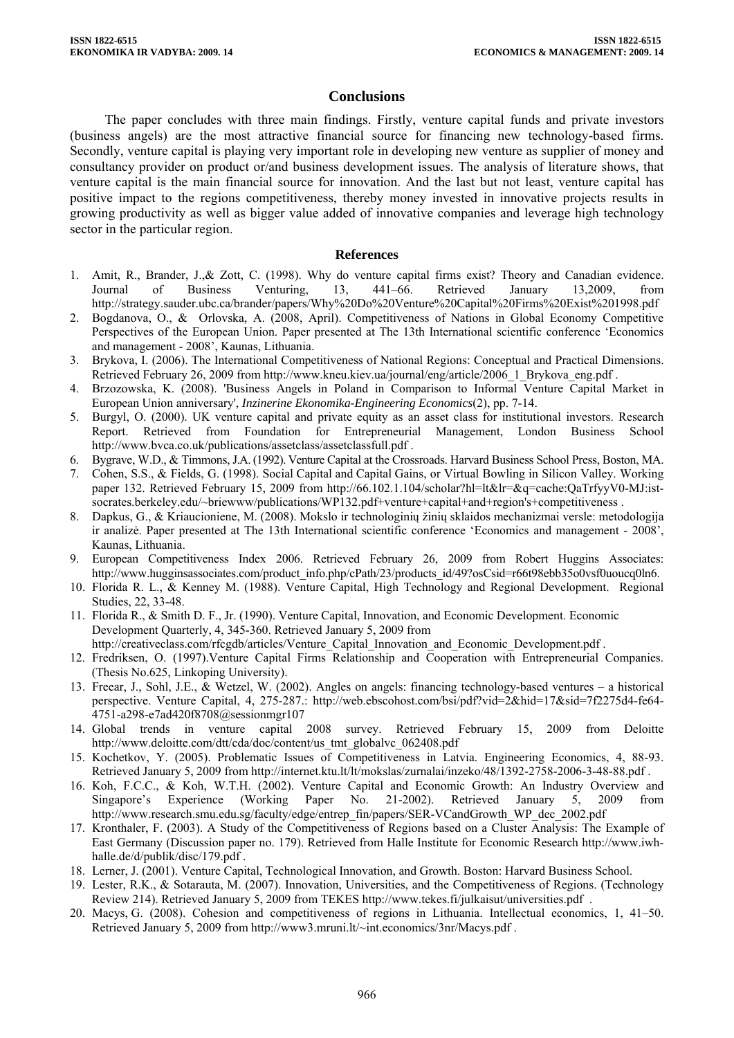## Conclusions

The paper concludes with three main findings. Firstly, venture capital funds and private investors (business angels) are the most attractive financial source for financing new technology-based firms. Secondly, venture capital is playing very important role in developing new venture as supplier of money and consultancy provider on product or/and business development issues. The analysis of literature shows, that venture capital is the main financial source for innovation. And the last but not least, venture capital has positive impact to the regions competitiveness, thereby money invested in innovative projects results in growing productivity as well as bigger value added of innovative companies and leverage high technology sector in the particular region.

## References

1. Amit, R., Brander, J.,& Zott, C. (1998). Why do venture capital firms exist? Theory and Canadian evidence. Journal of Business Venturing, 13, 441–66. Retrieved January 13,2009, from http://strategy.sauder.ubc.ca/brander/papers/Why%20Do%20Venture%20Capital%20Firms%20Exist%201998.pdf
2. Bogdanova, O., & Orlovska, A. (2008, April). Competitiveness of Nations in Global Economy Competitive Perspectives of the European Union. Paper presented at The 13th International scientific conference 'Economics and management - 2008', Kaunas, Lithuania.
3. Brykova, I. (2006). The International Competitiveness of National Regions: Conceptual and Practical Dimensions. Retrieved February 26, 2009 from http://www.kneu.kiev.ua/journal/eng/article/2006_1_Brykova_eng.pdf .
4. Brzozowska, K. (2008). 'Business Angels in Poland in Comparison to Informal Venture Capital Market in European Union anniversary', *Inzinerine Ekonomika-Engineering Economics*(2), pp. 7-14.
5. Burgyl, O. (2000). UK venture capital and private equity as an asset class for institutional investors. Research Report. Retrieved from Foundation for Entrepreneurial Management, London Business School http://www.bvca.co.uk/publications/assetclass/assetclassfull.pdf .
6. Bygrave, W.D., & Timmons, J.A. (1992). Venture Capital at the Crossroads. Harvard Business School Press, Boston, MA.
7. Cohen, S.S., & Fields, G. (1998). Social Capital and Capital Gains, or Virtual Bowling in Silicon Valley. Working paper 132. Retrieved February 15, 2009 from http://66.102.1.104/scholar?hl=lt&lr=&q=cache:QaTrfyyV0-MJ:ist-socrates.berkeley.edu/~briewww/publications/WP132.pdf+venture+capital+and+region's+competitiveness .
8. Dapkus, G., & Kriaucioniene, M. (2008). Mokslo ir technologinių žinių sklaidos mechanizmai versle: metodologija ir analizė. Paper presented at The 13th International scientific conference 'Economics and management - 2008', Kaunas, Lithuania.
9. European Competitiveness Index 2006. Retrieved February 26, 2009 from Robert Huggins Associates: http://www.hugginsassociates.com/product_info.php/cPath/23/products_id/49?osCsid=r66t98ebb35o0vsf0uoucq0ln6.
10. Florida R. L., & Kenney M. (1988). Venture Capital, High Technology and Regional Development. Regional Studies, 22, 33-48.
11. Florida R., & Smith D. F., Jr. (1990). Venture Capital, Innovation, and Economic Development. Economic Development Quarterly, 4, 345-360. Retrieved January 5, 2009 from http://creativeclass.com/rfcgdb/articles/Venture_Capital_Innovation_and_Economic_Development.pdf .
12. Fredriksen, O. (1997).Venture Capital Firms Relationship and Cooperation with Entrepreneurial Companies. (Thesis No.625, Linkoping University).
13. Freear, J., Sohl, J.E., & Wetzel, W. (2002). Angles on angels: financing technology-based ventures – a historical perspective. Venture Capital, 4, 275-287.: http://web.ebscohost.com/bsi/pdf?vid=2&hid=17&sid=7f2275d4-fe64-4751-a298-e7ad420f8708@sessionmgr107
14. Global trends in venture capital 2008 survey. Retrieved February 15, 2009 from Deloitte http://www.deloitte.com/dtt/cda/doc/content/us_tmt_globalvc_062408.pdf
15. Kochetkov, Y. (2005). Problematic Issues of Competitiveness in Latvia. Engineering Economics, 4, 88-93. Retrieved January 5, 2009 from http://internet.ktu.lt/lt/mokslas/zurnalai/inzeko/48/1392-2758-2006-3-48-88.pdf .
16. Koh, F.C.C., & Koh, W.T.H. (2002). Venture Capital and Economic Growth: An Industry Overview and Singapore's Experience (Working Paper No. 21-2002). Retrieved January 5, 2009 from http://www.research.smu.edu.sg/faculty/edge/entrep_fin/papers/SER-VCandGrowth_WP_dec_2002.pdf
17. Kronthaler, F. (2003). A Study of the Competitiveness of Regions based on a Cluster Analysis: The Example of East Germany (Discussion paper no. 179). Retrieved from Halle Institute for Economic Research http://www.iwh-halle.de/d/publik/disc/179.pdf .
18. Lerner, J. (2001). Venture Capital, Technological Innovation, and Growth. Boston: Harvard Business School.
19. Lester, R.K., & Sotarauta, M. (2007). Innovation, Universities, and the Competitiveness of Regions. (Technology Review 214). Retrieved January 5, 2009 from TEKES http://www.tekes.fi/julkaisut/universities.pdf .
20. Macys, G. (2008). Cohesion and competitiveness of regions in Lithuania. Intellectual economics, 1, 41–50. Retrieved January 5, 2009 from http://www3.mruni.lt/~int.economics/3nr/Macys.pdf .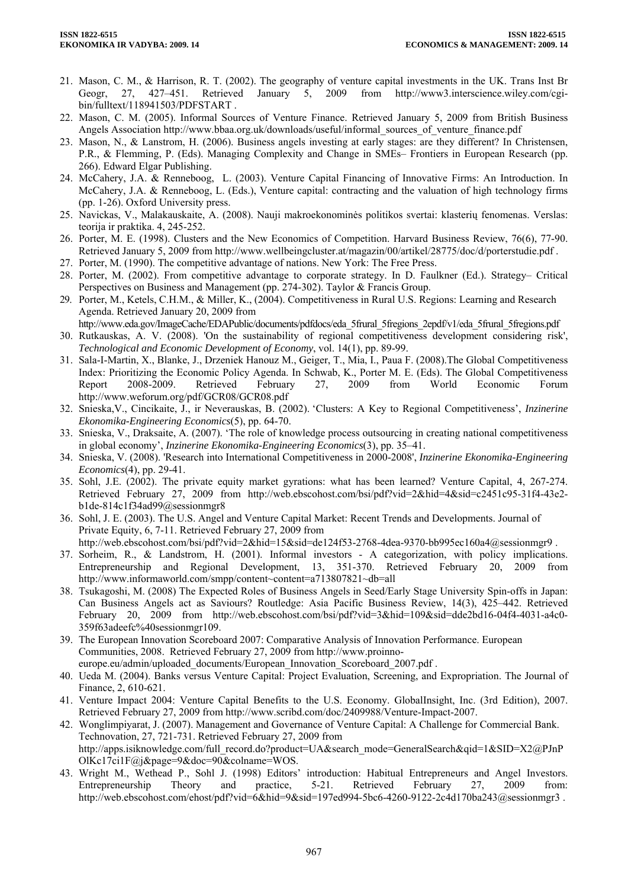21. Mason, C. M., & Harrison, R. T. (2002). The geography of venture capital investments in the UK. Trans Inst Br Geogr, 27, 427–451. Retrieved January 5, 2009 from http://www3.interscience.wiley.com/cgi-bin/fulltext/118941503/PDFSTART .
22. Mason, C. M. (2005). Informal Sources of Venture Finance. Retrieved January 5, 2009 from British Business Angels Association http://www.bbaa.org.uk/downloads/useful/informal_sources_of_venture_finance.pdf
23. Mason, N., & Lanstrom, H. (2006). Business angels investing at early stages: are they different? In Christensen, P.R., & Flemming, P. (Eds). Managing Complexity and Change in SMEs– Frontiers in European Research (pp. 266). Edward Elgar Publishing.
24. McCahery, J.A. & Renneboog, L. (2003). Venture Capital Financing of Innovative Firms: An Introduction. In McCahery, J.A. & Renneboog, L. (Eds.), Venture capital: contracting and the valuation of high technology firms (pp. 1-26). Oxford University press.
25. Navickas, V., Malakauskaite, A. (2008). Nauji makroekonominės politikos svertai: klasterių fenomenas. Verslas: teorija ir praktika. 4, 245-252.
26. Porter, M. E. (1998). Clusters and the New Economics of Competition. Harvard Business Review, 76(6), 77-90. Retrieved January 5, 2009 from http://www.wellbeingcluster.at/magazin/00/artikel/28775/doc/d/porterstudie.pdf .
27. Porter, M. (1990). The competitive advantage of nations. New York: The Free Press.
28. Porter, M. (2002). From competitive advantage to corporate strategy. In D. Faulkner (Ed.). Strategy– Critical Perspectives on Business and Management (pp. 274-302). Taylor & Francis Group.
29. Porter, M., Ketels, C.H.M., & Miller, K., (2004). Competitiveness in Rural U.S. Regions: Learning and Research Agenda. Retrieved January 20, 2009 from http://www.eda.gov/ImageCache/EDAPublic/documents/pdfdocs/eda_5frural_5fregions_2epdf/v1/eda_5frural_5fregions.pdf
30. Rutkauskas, A. V. (2008). 'On the sustainability of regional competitiveness development considering risk', *Technological and Economic Development of Economy*, vol. 14(1), pp. 89-99.
31. Sala-I-Martin, X., Blanke, J., Drzeniek Hanouz M., Geiger, T., Mia, I., Paua F. (2008).The Global Competitiveness Index: Prioritizing the Economic Policy Agenda. In Schwab, K., Porter M. E. (Eds). The Global Competitiveness Report 2008-2009. Retrieved February 27, 2009 from World Economic Forum http://www.weforum.org/pdf/GCR08/GCR08.pdf
32. Snieska,V., Cincikaite, J., ir Neverauskas, B. (2002). 'Clusters: A Key to Regional Competitiveness', *Inzinerine Ekonomika-Engineering Economics*(5), pp. 64-70.
33. Snieska, V., Draksaite, A. (2007). 'The role of knowledge process outsourcing in creating national competitiveness in global economy', *Inzinerine Ekonomika-Engineering Economics*(3), pp. 35–41.
34. Snieska, V. (2008). 'Research into International Competitiveness in 2000-2008', *Inzinerine Ekonomika-Engineering Economics*(4), pp. 29-41.
35. Sohl, J.E. (2002). The private equity market gyrations: what has been learned? Venture Capital, 4, 267-274. Retrieved February 27, 2009 from http://web.ebscohost.com/bsi/pdf?vid=2&hid=4&sid=c2451c95-31f4-43e2-b1de-814c1f34ad99@sessionmgr8
36. Sohl, J. E. (2003). The U.S. Angel and Venture Capital Market: Recent Trends and Developments. Journal of Private Equity, 6, 7-11. Retrieved February 27, 2009 from http://web.ebscohost.com/bsi/pdf?vid=2&hid=15&sid=de124f53-2768-4dea-9370-bb995ec160a4@sessionmgr9 .
37. Sorheim, R., & Landstrom, H. (2001). Informal investors - A categorization, with policy implications. Entrepreneurship and Regional Development, 13, 351-370. Retrieved February 20, 2009 from http://www.informaworld.com/smpp/content~content=a713807821~db=all
38. Tsukagoshi, M. (2008) The Expected Roles of Business Angels in Seed/Early Stage University Spin-offs in Japan: Can Business Angels act as Saviours? Routledge: Asia Pacific Business Review, 14(3), 425–442. Retrieved February 20, 2009 from http://web.ebscohost.com/bsi/pdf?vid=3&hid=109&sid=dde2bd16-04f4-4031-a4c0-359f63adeefc%40sessionmgr109.
39. The European Innovation Scoreboard 2007: Comparative Analysis of Innovation Performance. European Communities, 2008. Retrieved February 27, 2009 from http://www.proinno-europe.eu/admin/uploaded_documents/European_Innovation_Scoreboard_2007.pdf .
40. Ueda M. (2004). Banks versus Venture Capital: Project Evaluation, Screening, and Expropriation. The Journal of Finance, 2, 610-621.
41. Venture Impact 2004: Venture Capital Benefits to the U.S. Economy. GlobalInsight, Inc. (3rd Edition), 2007. Retrieved February 27, 2009 from http://www.scribd.com/doc/2409988/Venture-Impact-2007.
42. Wonglimpiyarat, J. (2007). Management and Governance of Venture Capital: A Challenge for Commercial Bank. Technovation, 27, 721-731. Retrieved February 27, 2009 from http://apps.isiknowledge.com/full_record.do?product=UA&search_mode=GeneralSearch&qid=1&SID=X2@PJnPOlKc17ci1F@j&page=9&doc=90&colname=WOS.
43. Wright M., Wethead P., Sohl J. (1998) Editors' introduction: Habitual Entrepreneurs and Angel Investors. Entrepreneurship Theory and practice, 5-21. Retrieved February 27, 2009 from: http://web.ebscohost.com/ehost/pdf?vid=6&hid=9&sid=197ed994-5bc6-4260-9122-2c4d170ba243@sessionmgr3 .